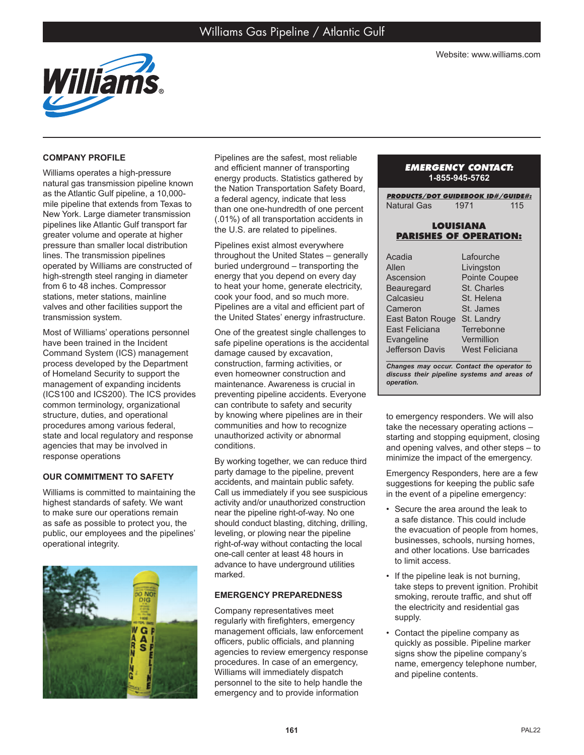# Williams Gas Pipeline / Atlantic Gulf

Website: www.williams.com

## COMPANY PROFILE

Williams operates a high-pressure natural gas transmission pipeline known as the Atlantic Gulf pipeline, a 10,000-mile pipeline that extends from Texas to New York. Large diameter transmission pipelines like Atlantic Gulf transport far greater volume and operate at higher pressure than smaller local distribution lines. The transmission pipelines operated by Williams are constructed of high-strength steel ranging in diameter from 6 to 48 inches. Compressor stations, meter stations, mainline valves and other facilities support the transmission system.

Most of Williams' operations personnel have been trained in the Incident Command System (ICS) management process developed by the Department of Homeland Security to support the management of expanding incidents (ICS100 and ICS200). The ICS provides common terminology, organizational structure, duties, and operational procedures among various federal, state and local regulatory and response agencies that may be involved in response operations

## OUR COMMITMENT TO SAFETY

Williams is committed to maintaining the highest standards of safety. We want to make sure our operations remain as safe as possible to protect you, the public, our employees and the pipelines' operational integrity.

Pipelines are the safest, most reliable and efficient manner of transporting energy products. Statistics gathered by the Nation Transportation Safety Board, a federal agency, indicate that less than one one-hundredth of one percent (.01%) of all transportation accidents in the U.S. are related to pipelines.

Pipelines exist almost everywhere throughout the United States – generally buried underground – transporting the energy that you depend on every day to heat your home, generate electricity, cook your food, and so much more. Pipelines are a vital and efficient part of the United States' energy infrastructure.

One of the greatest single challenges to safe pipeline operations is the accidental damage caused by excavation, construction, farming activities, or even homeowner construction and maintenance. Awareness is crucial in preventing pipeline accidents. Everyone can contribute to safety and security by knowing where pipelines are in their communities and how to recognize unauthorized activity or abnormal conditions.

By working together, we can reduce third party damage to the pipeline, prevent accidents, and maintain public safety. Call us immediately if you see suspicious activity and/or unauthorized construction near the pipeline right-of-way. No one should conduct blasting, ditching, drilling, leveling, or plowing near the pipeline right-of-way without contacting the local one-call center at least 48 hours in advance to have underground utilities marked.

## EMERGENCY PREPAREDNESS

Company representatives meet regularly with firefighters, emergency management officials, law enforcement officers, public officials, and planning agencies to review emergency response procedures. In case of an emergency, Williams will immediately dispatch personnel to the site to help handle the emergency and to provide information to emergency responders. We will also take the necessary operating actions – starting and stopping equipment, closing and opening valves, and other steps – to minimize the impact of the emergency.

Emergency Responders, here are a few suggestions for keeping the public safe in the event of a pipeline emergency:

- Secure the area around the leak to a safe distance. This could include the evacuation of people from homes, businesses, schools, nursing homes, and other locations. Use barricades to limit access.
- If the pipeline leak is not burning, take steps to prevent ignition. Prohibit smoking, reroute traffic, and shut off the electricity and residential gas supply.
- Contact the pipeline company as quickly as possible. Pipeline marker signs show the pipeline company's name, emergency telephone number, and pipeline contents.

---

**EMERGENCY CONTACT:**
**1-855-945-5762**

**PRODUCTS/DOT GUIDEBOOK ID#/GUIDE#:**

| Product | ID# | Guide# |
|---|---|---|
| Natural Gas | 1971 | 115 |

**LOUISIANA PARISHES OF OPERATION:**

| | |
|---|---|
| Acadia | Lafourche |
| Allen | Livingston |
| Ascension | Pointe Coupee |
| Beauregard | St. Charles |
| Calcasieu | St. Helena |
| Cameron | St. James |
| East Baton Rouge | St. Landry |
| East Feliciana | Terrebonne |
| Evangeline | Vermillion |
| Jefferson Davis | West Feliciana |

***Changes may occur. Contact the operator to discuss their pipeline systems and areas of operation.***

PAL22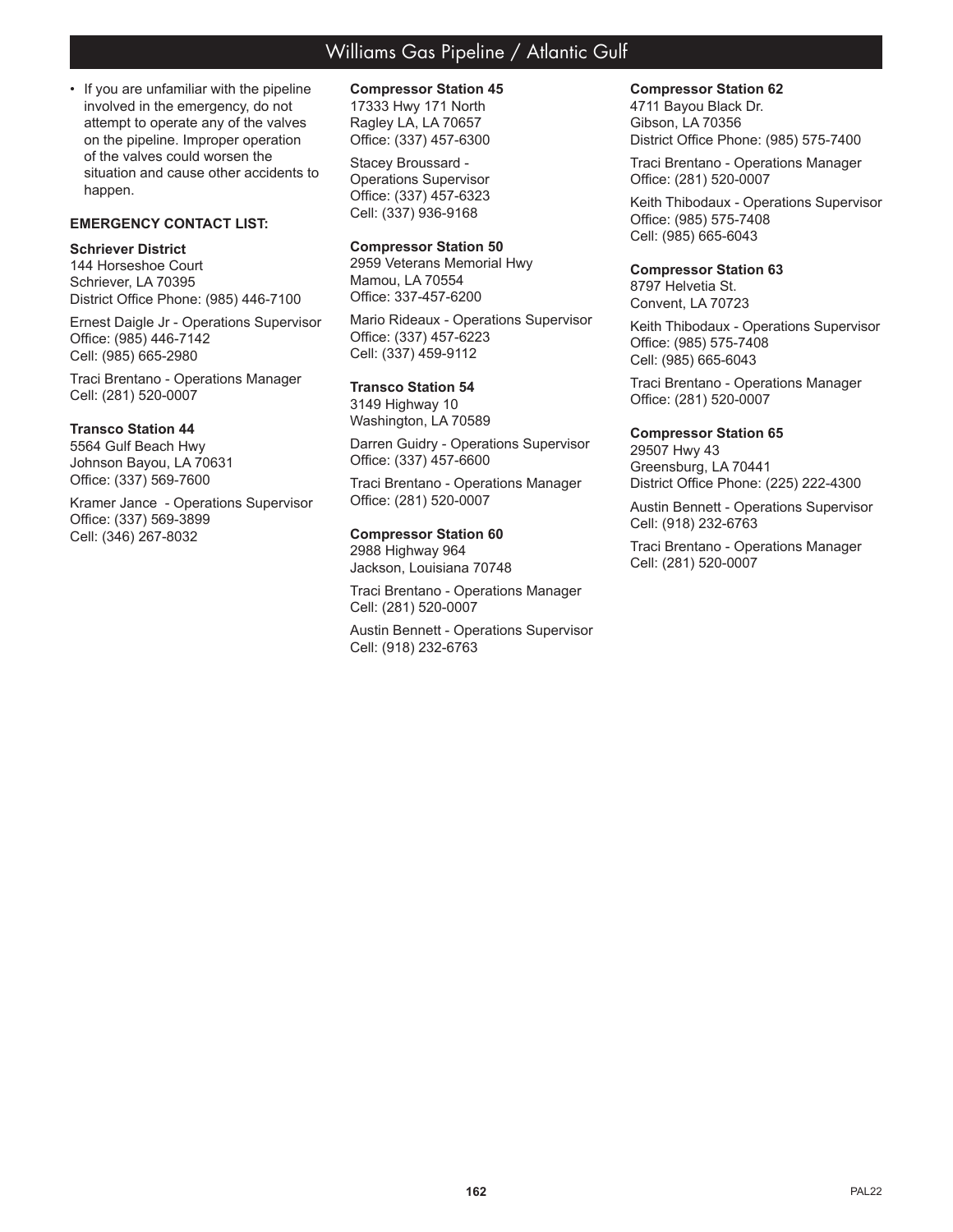- If you are unfamiliar with the pipeline involved in the emergency, do not attempt to operate any of the valves on the pipeline. Improper operation of the valves could worsen the situation and cause other accidents to happen.

**EMERGENCY CONTACT LIST:**

**Schriever District**
144 Horseshoe Court
Schriever, LA 70395
District Office Phone: (985) 446-7100

Ernest Daigle Jr - Operations Supervisor
Office: (985) 446-7142
Cell: (985) 665-2980

Traci Brentano - Operations Manager
Cell: (281) 520-0007

**Transco Station 44**
5564 Gulf Beach Hwy
Johnson Bayou, LA 70631
Office: (337) 569-7600

Kramer Jance - Operations Supervisor
Office: (337) 569-3899
Cell: (346) 267-8032

**Compressor Station 45**
17333 Hwy 171 North
Ragley LA, LA 70657
Office: (337) 457-6300

Stacey Broussard -
Operations Supervisor
Office: (337) 457-6323
Cell: (337) 936-9168

**Compressor Station 50**
2959 Veterans Memorial Hwy
Mamou, LA 70554
Office: 337-457-6200

Mario Rideaux - Operations Supervisor
Office: (337) 457-6223
Cell: (337) 459-9112

**Transco Station 54**
3149 Highway 10
Washington, LA 70589

Darren Guidry - Operations Supervisor
Office: (337) 457-6600

Traci Brentano - Operations Manager
Office: (281) 520-0007

**Compressor Station 60**
2988 Highway 964
Jackson, Louisiana 70748

Traci Brentano - Operations Manager
Cell: (281) 520-0007

Austin Bennett - Operations Supervisor
Cell: (918) 232-6763

**Compressor Station 62**
4711 Bayou Black Dr.
Gibson, LA 70356
District Office Phone: (985) 575-7400

Traci Brentano - Operations Manager
Office: (281) 520-0007

Keith Thibodaux - Operations Supervisor
Office: (985) 575-7408
Cell: (985) 665-6043

**Compressor Station 63**
8797 Helvetia St.
Convent, LA 70723

Keith Thibodaux - Operations Supervisor
Office: (985) 575-7408
Cell: (985) 665-6043

Traci Brentano - Operations Manager
Office: (281) 520-0007

**Compressor Station 65**
29507 Hwy 43
Greensburg, LA 70441
District Office Phone: (225) 222-4300

Austin Bennett - Operations Supervisor
Cell: (918) 232-6763

Traci Brentano - Operations Manager
Cell: (281) 520-0007